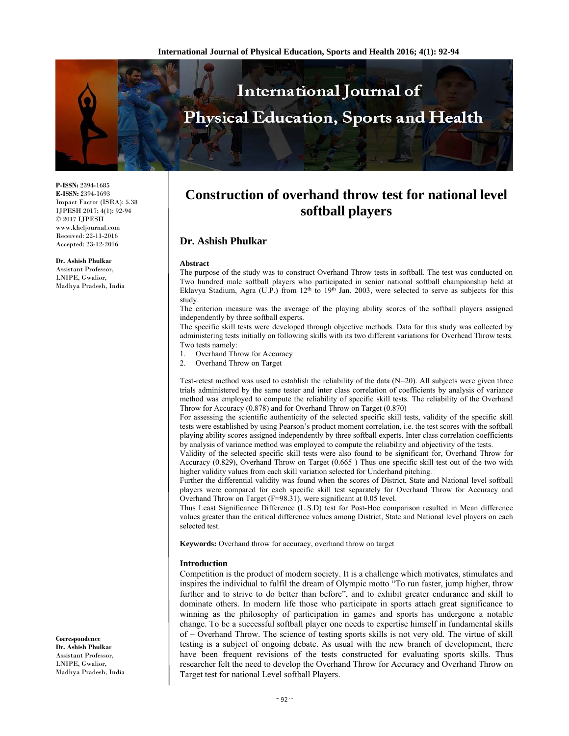P-ISSN: 2394-1685
E-ISSN: 2394-1693
Impact Factor (ISRA): 5.38
IJPESH 2017; 4(1): 92-94
© 2017 IJPESH
www.kheljournal.com
Received: 22-11-2016
Accepted: 23-12-2016

**Dr. Ashish Phulkar**
Assistant Professor,
LNIPE, Gwalior,
Madhya Pradesh, India

**Correspondence**
**Dr. Ashish Phulkar**
Assistant Professor,
LNIPE, Gwalior,
Madhya Pradesh, India

# Construction of overhand throw test for national level softball players

## Dr. Ashish Phulkar

### Abstract

The purpose of the study was to construct Overhand Throw tests in softball. The test was conducted on Two hundred male softball players who participated in senior national softball championship held at Eklavya Stadium, Agra (U.P.) from 12th to 19th Jan. 2003, were selected to serve as subjects for this study.

The criterion measure was the average of the playing ability scores of the softball players assigned independently by three softball experts.

The specific skill tests were developed through objective methods. Data for this study was collected by administering tests initially on following skills with its two different variations for Overhead Throw tests. Two tests namely:

1. Overhand Throw for Accuracy
2. Overhand Throw on Target

Test-retest method was used to establish the reliability of the data (N=20). All subjects were given three trials administered by the same tester and inter class correlation of coefficients by analysis of variance method was employed to compute the reliability of specific skill tests. The reliability of the Overhand Throw for Accuracy (0.878) and for Overhand Throw on Target (0.870)

For assessing the scientific authenticity of the selected specific skill tests, validity of the specific skill tests were established by using Pearson's product moment correlation, i.e. the test scores with the softball playing ability scores assigned independently by three softball experts. Inter class correlation coefficients by analysis of variance method was employed to compute the reliability and objectivity of the tests.

Validity of the selected specific skill tests were also found to be significant for, Overhand Throw for Accuracy (0.829), Overhand Throw on Target (0.665 ) Thus one specific skill test out of the two with higher validity values from each skill variation selected for Underhand pitching.

Further the differential validity was found when the scores of District, State and National level softball players were compared for each specific skill test separately for Overhand Throw for Accuracy and Overhand Throw on Target (F=98.31), were significant at 0.05 level.

Thus Least Significance Difference (L.S.D) test for Post-Hoc comparison resulted in Mean difference values greater than the critical difference values among District, State and National level players on each selected test.

**Keywords:** Overhand throw for accuracy, overhand throw on target

### Introduction

Competition is the product of modern society. It is a challenge which motivates, stimulates and inspires the individual to fulfil the dream of Olympic motto "To run faster, jump higher, throw further and to strive to do better than before", and to exhibit greater endurance and skill to dominate others. In modern life those who participate in sports attach great significance to winning as the philosophy of participation in games and sports has undergone a notable change. To be a successful softball player one needs to expertise himself in fundamental skills of – Overhand Throw. The science of testing sports skills is not very old. The virtue of skill testing is a subject of ongoing debate. As usual with the new branch of development, there have been frequent revisions of the tests constructed for evaluating sports skills. Thus researcher felt the need to develop the Overhand Throw for Accuracy and Overhand Throw on Target test for national Level softball Players.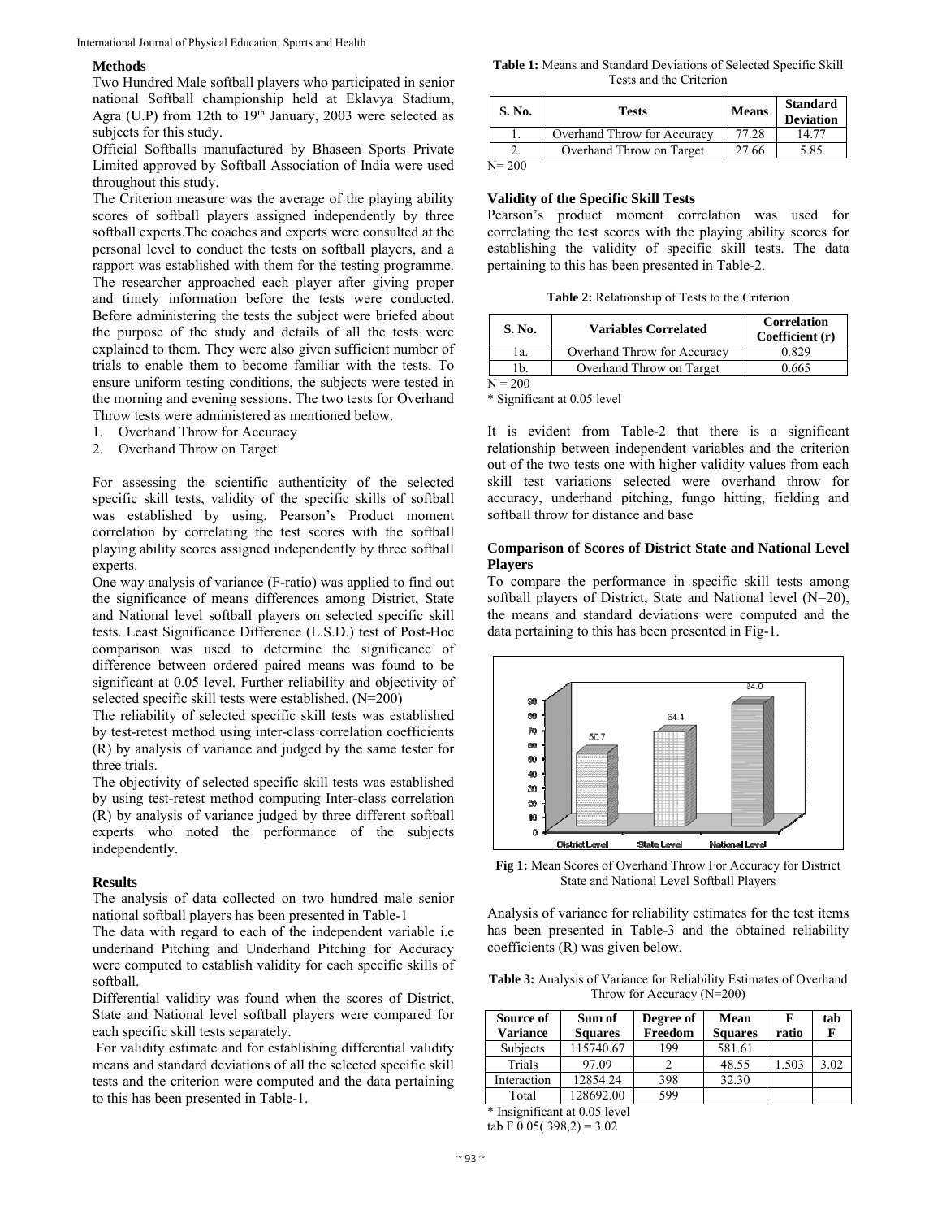### Methods

Two Hundred Male softball players who participated in senior national Softball championship held at Eklavya Stadium, Agra (U.P) from 12th to 19th January, 2003 were selected as subjects for this study.

Official Softballs manufactured by Bhaseen Sports Private Limited approved by Softball Association of India were used throughout this study.

The Criterion measure was the average of the playing ability scores of softball players assigned independently by three softball experts.The coaches and experts were consulted at the personal level to conduct the tests on softball players, and a rapport was established with them for the testing programme. The researcher approached each player after giving proper and timely information before the tests were conducted. Before administering the tests the subject were briefed about the purpose of the study and details of all the tests were explained to them. They were also given sufficient number of trials to enable them to become familiar with the tests. To ensure uniform testing conditions, the subjects were tested in the morning and evening sessions. The two tests for Overhand Throw tests were administered as mentioned below.

1. Overhand Throw for Accuracy
2. Overhand Throw on Target

For assessing the scientific authenticity of the selected specific skill tests, validity of the specific skills of softball was established by using. Pearson's Product moment correlation by correlating the test scores with the softball playing ability scores assigned independently by three softball experts.

One way analysis of variance (F-ratio) was applied to find out the significance of means differences among District, State and National level softball players on selected specific skill tests. Least Significance Difference (L.S.D.) test of Post-Hoc comparison was used to determine the significance of difference between ordered paired means was found to be significant at 0.05 level. Further reliability and objectivity of selected specific skill tests were established. (N=200)

The reliability of selected specific skill tests was established by test-retest method using inter-class correlation coefficients (R) by analysis of variance and judged by the same tester for three trials.

The objectivity of selected specific skill tests was established by using test-retest method computing Inter-class correlation (R) by analysis of variance judged by three different softball experts who noted the performance of the subjects independently.

### Results

The analysis of data collected on two hundred male senior national softball players has been presented in Table-1

The data with regard to each of the independent variable i.e underhand Pitching and Underhand Pitching for Accuracy were computed to establish validity for each specific skills of softball.

Differential validity was found when the scores of District, State and National level softball players were compared for each specific skill tests separately.

For validity estimate and for establishing differential validity means and standard deviations of all the selected specific skill tests and the criterion were computed and the data pertaining to this has been presented in Table-1.

**Table 1:** Means and Standard Deviations of Selected Specific Skill Tests and the Criterion

| S. No. | Tests | Means | Standard Deviation |
|---|---|---|---|
| 1. | Overhand Throw for Accuracy | 77.28 | 14.77 |
| 2. | Overhand Throw on Target | 27.66 | 5.85 |

N= 200

### Validity of the Specific Skill Tests

Pearson's product moment correlation was used for correlating the test scores with the playing ability scores for establishing the validity of specific skill tests. The data pertaining to this has been presented in Table-2.

**Table 2:** Relationship of Tests to the Criterion

| S. No. | Variables Correlated | Correlation Coefficient (r) |
|---|---|---|
| 1a. | Overhand Throw for Accuracy | 0.829 |
| 1b. | Overhand Throw on Target | 0.665 |

N = 200

* Significant at 0.05 level

It is evident from Table-2 that there is a significant relationship between independent variables and the criterion out of the two tests one with higher validity values from each skill test variations selected were overhand throw for accuracy, underhand pitching, fungo hitting, fielding and softball throw for distance and base

### Comparison of Scores of District State and National Level Players

To compare the performance in specific skill tests among softball players of District, State and National level (N=20), the means and standard deviations were computed and the data pertaining to this has been presented in Fig-1.

**Fig 1:** Mean Scores of Overhand Throw For Accuracy for District State and National Level Softball Players

Analysis of variance for reliability estimates for the test items has been presented in Table-3 and the obtained reliability coefficients (R) was given below.

**Table 3:** Analysis of Variance for Reliability Estimates of Overhand Throw for Accuracy (N=200)

| Source of Variance | Sum of Squares | Degree of Freedom | Mean Squares | F ratio | tab F |
|---|---|---|---|---|---|
| Subjects | 115740.67 | 199 | 581.61 | | |
| Trials | 97.09 | 2 | 48.55 | 1.503 | 3.02 |
| Interaction | 12854.24 | 398 | 32.30 | | |
| Total | 128692.00 | 599 | | | |

* Insignificant at 0.05 level

tab F 0.05( 398,2) = 3.02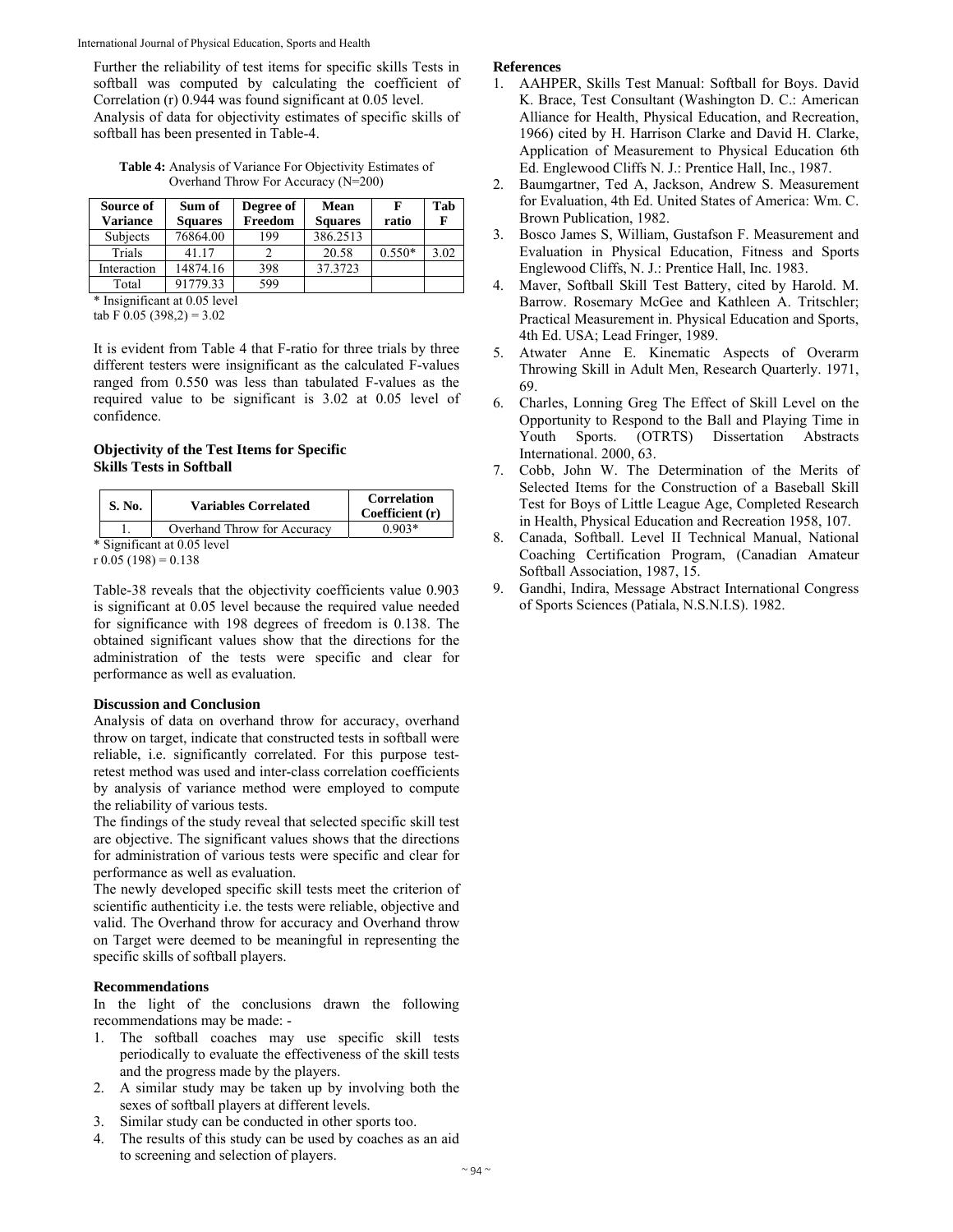Further the reliability of test items for specific skills Tests in softball was computed by calculating the coefficient of Correlation (r) 0.944 was found significant at 0.05 level.

Analysis of data for objectivity estimates of specific skills of softball has been presented in Table-4.

**Table 4:** Analysis of Variance For Objectivity Estimates of Overhand Throw For Accuracy (N=200)

| Source of Variance | Sum of Squares | Degree of Freedom | Mean Squares | F ratio | Tab F |
|---|---|---|---|---|---|
| Subjects | 76864.00 | 199 | 386.2513 | | |
| Trials | 41.17 | 2 | 20.58 | 0.550* | 3.02 |
| Interaction | 14874.16 | 398 | 37.3723 | | |
| Total | 91779.33 | 599 | | | |

\* Insignificant at 0.05 level

tab F 0.05 (398,2) = 3.02

It is evident from Table 4 that F-ratio for three trials by three different testers were insignificant as the calculated F-values ranged from 0.550 was less than tabulated F-values as the required value to be significant is 3.02 at 0.05 level of confidence.

### Objectivity of the Test Items for Specific Skills Tests in Softball

| S. No. | Variables Correlated | Correlation Coefficient (r) |
|---|---|---|
| 1. | Overhand Throw for Accuracy | 0.903* |

\* Significant at 0.05 level

r 0.05 (198) = 0.138

Table-38 reveals that the objectivity coefficients value 0.903 is significant at 0.05 level because the required value needed for significance with 198 degrees of freedom is 0.138. The obtained significant values show that the directions for the administration of the tests were specific and clear for performance as well as evaluation.

### Discussion and Conclusion

Analysis of data on overhand throw for accuracy, overhand throw on target, indicate that constructed tests in softball were reliable, i.e. significantly correlated. For this purpose test-retest method was used and inter-class correlation coefficients by analysis of variance method were employed to compute the reliability of various tests.

The findings of the study reveal that selected specific skill test are objective. The significant values shows that the directions for administration of various tests were specific and clear for performance as well as evaluation.

The newly developed specific skill tests meet the criterion of scientific authenticity i.e. the tests were reliable, objective and valid. The Overhand throw for accuracy and Overhand throw on Target were deemed to be meaningful in representing the specific skills of softball players.

### Recommendations

In the light of the conclusions drawn the following recommendations may be made: -

1. The softball coaches may use specific skill tests periodically to evaluate the effectiveness of the skill tests and the progress made by the players.
2. A similar study may be taken up by involving both the sexes of softball players at different levels.
3. Similar study can be conducted in other sports too.
4. The results of this study can be used by coaches as an aid to screening and selection of players.

### References

1. AAHPER, Skills Test Manual: Softball for Boys. David K. Brace, Test Consultant (Washington D. C.: American Alliance for Health, Physical Education, and Recreation, 1966) cited by H. Harrison Clarke and David H. Clarke, Application of Measurement to Physical Education 6th Ed. Englewood Cliffs N. J.: Prentice Hall, Inc., 1987.
2. Baumgartner, Ted A, Jackson, Andrew S. Measurement for Evaluation, 4th Ed. United States of America: Wm. C. Brown Publication, 1982.
3. Bosco James S, William, Gustafson F. Measurement and Evaluation in Physical Education, Fitness and Sports Englewood Cliffs, N. J.: Prentice Hall, Inc. 1983.
4. Maver, Softball Skill Test Battery, cited by Harold. M. Barrow. Rosemary McGee and Kathleen A. Tritschler; Practical Measurement in. Physical Education and Sports, 4th Ed. USA; Lead Fringer, 1989.
5. Atwater Anne E. Kinematic Aspects of Overarm Throwing Skill in Adult Men, Research Quarterly. 1971, 69.
6. Charles, Lonning Greg The Effect of Skill Level on the Opportunity to Respond to the Ball and Playing Time in Youth Sports. (OTRTS) Dissertation Abstracts International. 2000, 63.
7. Cobb, John W. The Determination of the Merits of Selected Items for the Construction of a Baseball Skill Test for Boys of Little League Age, Completed Research in Health, Physical Education and Recreation 1958, 107.
8. Canada, Softball. Level II Technical Manual, National Coaching Certification Program, (Canadian Amateur Softball Association, 1987, 15.
9. Gandhi, Indira, Message Abstract International Congress of Sports Sciences (Patiala, N.S.N.I.S). 1982.